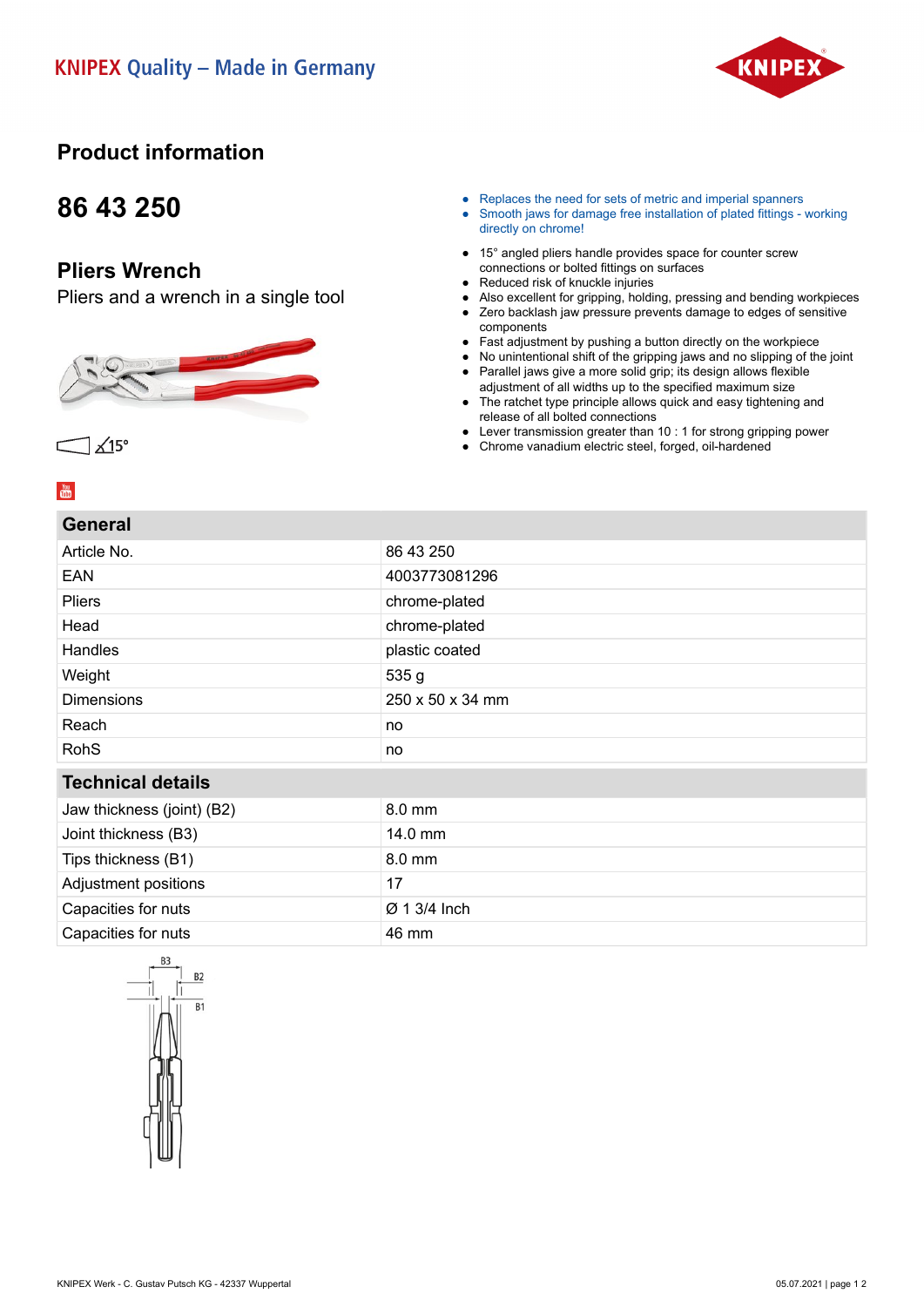KNIPEX Quality – Made in Germany

# Product information

## 86 43 250

## Pliers Wrench

Pliers and a wrench in a single tool

15°

- Replaces the need for sets of metric and imperial spanners
- Smooth jaws for damage free installation of plated fittings - working directly on chrome!

- 15° angled pliers handle provides space for counter screw connections or bolted fittings on surfaces
- Reduced risk of knuckle injuries
- Also excellent for gripping, holding, pressing and bending workpieces
- Zero backlash jaw pressure prevents damage to edges of sensitive components
- Fast adjustment by pushing a button directly on the workpiece
- No unintentional shift of the gripping jaws and no slipping of the joint
- Parallel jaws give a more solid grip; its design allows flexible adjustment of all widths up to the specified maximum size
- The ratchet type principle allows quick and easy tightening and release of all bolted connections
- Lever transmission greater than 10 : 1 for strong gripping power
- Chrome vanadium electric steel, forged, oil-hardened

| General | |
|---|---|
| Article No. | 86 43 250 |
| EAN | 4003773081296 |
| Pliers | chrome-plated |
| Head | chrome-plated |
| Handles | plastic coated |
| Weight | 535 g |
| Dimensions | 250 x 50 x 34 mm |
| Reach | no |
| RohS | no |

| Technical details | |
|---|---|
| Jaw thickness (joint) (B2) | 8.0 mm |
| Joint thickness (B3) | 14.0 mm |
| Tips thickness (B1) | 8.0 mm |
| Adjustment positions | 17 |
| Capacities for nuts | Ø 1 3/4 Inch |
| Capacities for nuts | 46 mm |

B3 B2 B1

KNIPEX Werk - C. Gustav Putsch KG - 42337 Wuppertal

05.07.2021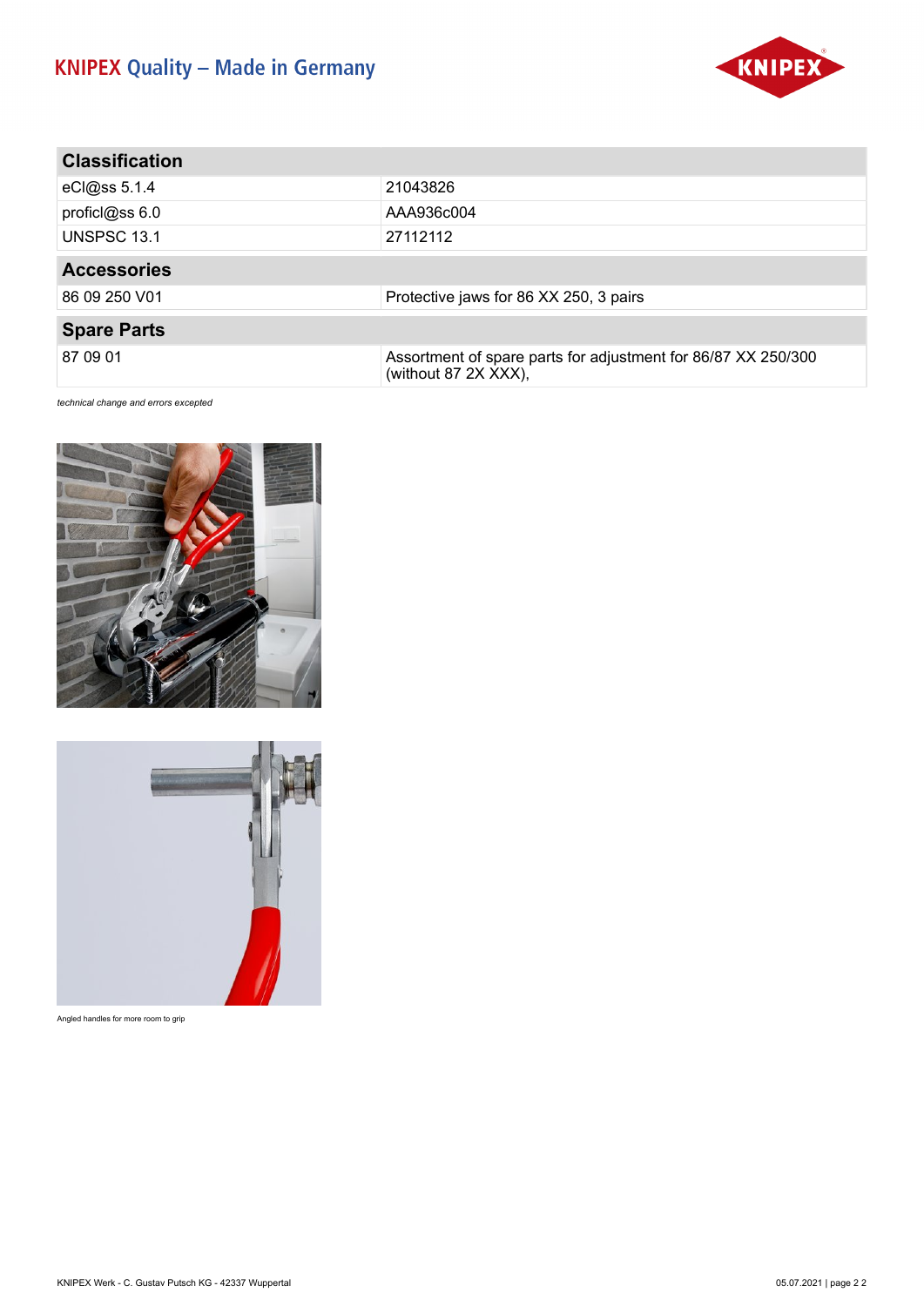## Classification

| | |
|---|---|
| eCl@ss 5.1.4 | 21043826 |
| proficl@ss 6.0 | AAA936c004 |
| UNSPSC 13.1 | 27112112 |

## Accessories

| | |
|---|---|
| 86 09 250 V01 | Protective jaws for 86 XX 250, 3 pairs |

## Spare Parts

| | |
|---|---|
| 87 09 01 | Assortment of spare parts for adjustment for 86/87 XX 250/300 (without 87 2X XXX), |

*technical change and errors excepted*

Angled handles for more room to grip